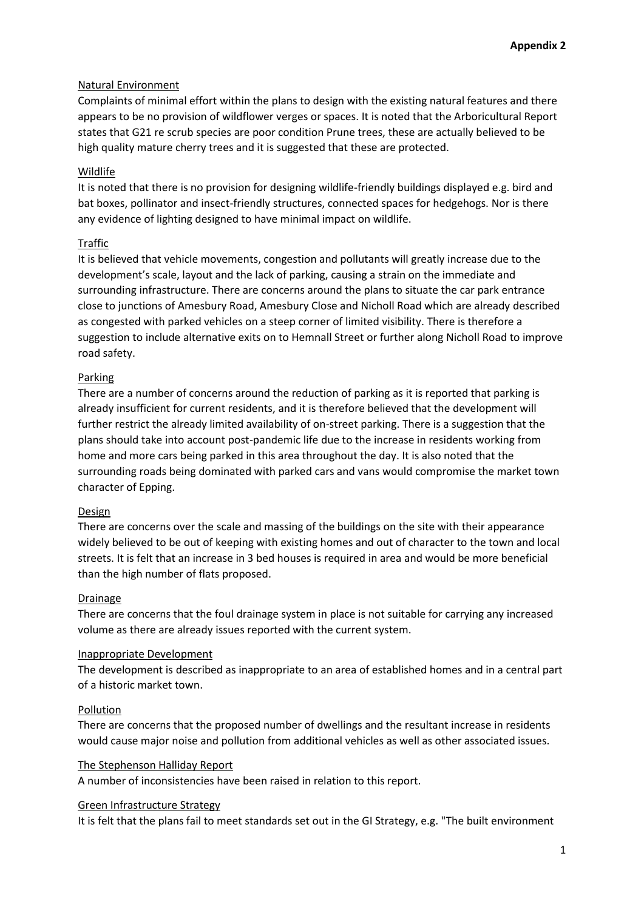**Appendix 2**

Natural Environment

Complaints of minimal effort within the plans to design with the existing natural features and there appears to be no provision of wildflower verges or spaces. It is noted that the Arboricultural Report states that G21 re scrub species are poor condition Prune trees, these are actually believed to be high quality mature cherry trees and it is suggested that these are protected.

Wildlife

It is noted that there is no provision for designing wildlife-friendly buildings displayed e.g. bird and bat boxes, pollinator and insect-friendly structures, connected spaces for hedgehogs. Nor is there any evidence of lighting designed to have minimal impact on wildlife.

Traffic

It is believed that vehicle movements, congestion and pollutants will greatly increase due to the development's scale, layout and the lack of parking, causing a strain on the immediate and surrounding infrastructure. There are concerns around the plans to situate the car park entrance close to junctions of Amesbury Road, Amesbury Close and Nicholl Road which are already described as congested with parked vehicles on a steep corner of limited visibility. There is therefore a suggestion to include alternative exits on to Hemnall Street or further along Nicholl Road to improve road safety.

Parking

There are a number of concerns around the reduction of parking as it is reported that parking is already insufficient for current residents, and it is therefore believed that the development will further restrict the already limited availability of on-street parking. There is a suggestion that the plans should take into account post-pandemic life due to the increase in residents working from home and more cars being parked in this area throughout the day. It is also noted that the surrounding roads being dominated with parked cars and vans would compromise the market town character of Epping.

Design

There are concerns over the scale and massing of the buildings on the site with their appearance widely believed to be out of keeping with existing homes and out of character to the town and local streets. It is felt that an increase in 3 bed houses is required in area and would be more beneficial than the high number of flats proposed.

Drainage

There are concerns that the foul drainage system in place is not suitable for carrying any increased volume as there are already issues reported with the current system.

Inappropriate Development

The development is described as inappropriate to an area of established homes and in a central part of a historic market town.

Pollution

There are concerns that the proposed number of dwellings and the resultant increase in residents would cause major noise and pollution from additional vehicles as well as other associated issues.

The Stephenson Halliday Report

A number of inconsistencies have been raised in relation to this report.

Green Infrastructure Strategy

It is felt that the plans fail to meet standards set out in the GI Strategy, e.g. "The built environment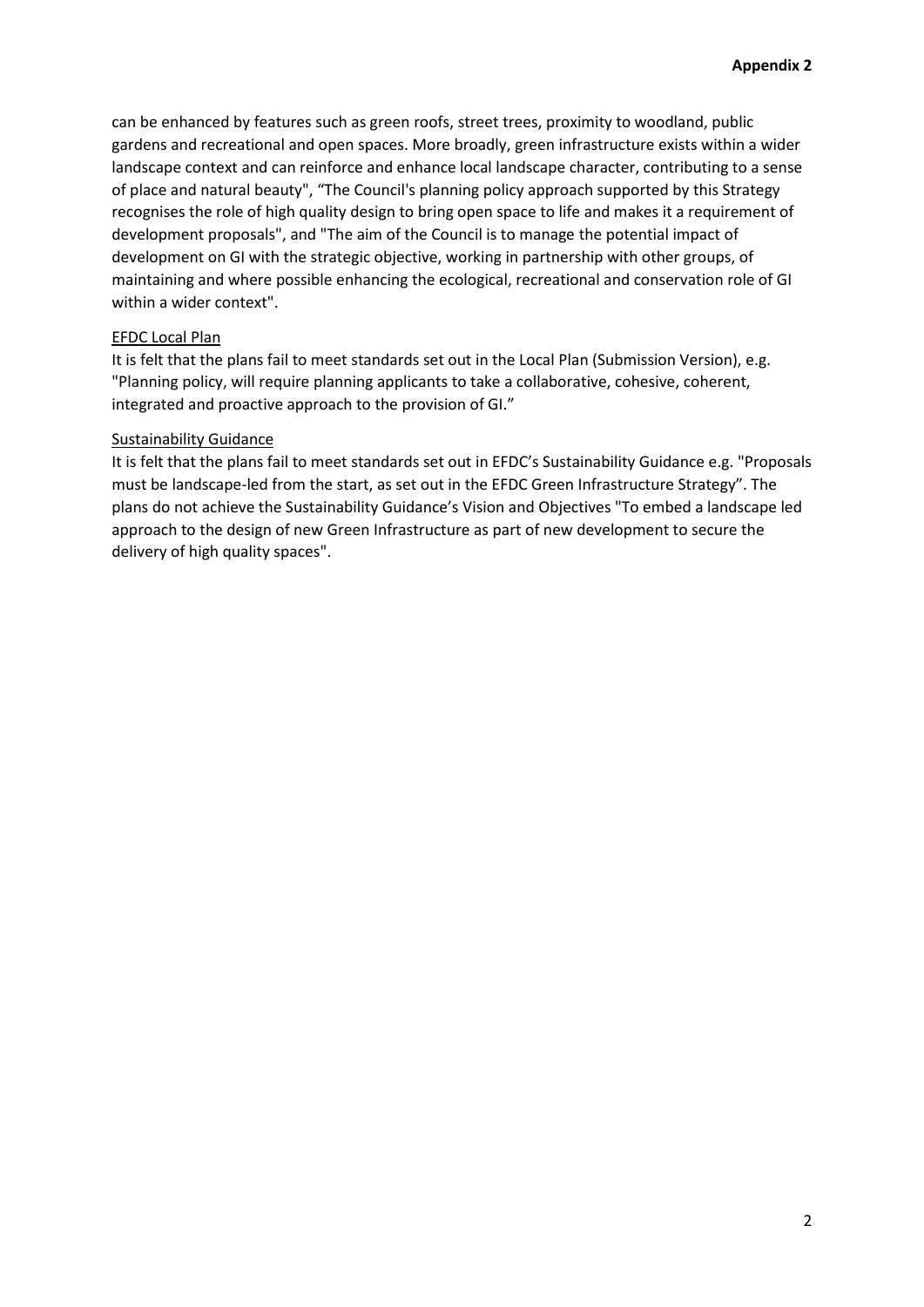can be enhanced by features such as green roofs, street trees, proximity to woodland, public gardens and recreational and open spaces. More broadly, green infrastructure exists within a wider landscape context and can reinforce and enhance local landscape character, contributing to a sense of place and natural beauty", "The Council's planning policy approach supported by this Strategy recognises the role of high quality design to bring open space to life and makes it a requirement of development proposals", and "The aim of the Council is to manage the potential impact of development on GI with the strategic objective, working in partnership with other groups, of maintaining and where possible enhancing the ecological, recreational and conservation role of GI within a wider context".

<u>EFDC Local Plan</u>

It is felt that the plans fail to meet standards set out in the Local Plan (Submission Version), e.g. "Planning policy, will require planning applicants to take a collaborative, cohesive, coherent, integrated and proactive approach to the provision of GI."

<u>Sustainability Guidance</u>

It is felt that the plans fail to meet standards set out in EFDC's Sustainability Guidance e.g. "Proposals must be landscape-led from the start, as set out in the EFDC Green Infrastructure Strategy". The plans do not achieve the Sustainability Guidance's Vision and Objectives "To embed a landscape led approach to the design of new Green Infrastructure as part of new development to secure the delivery of high quality spaces".